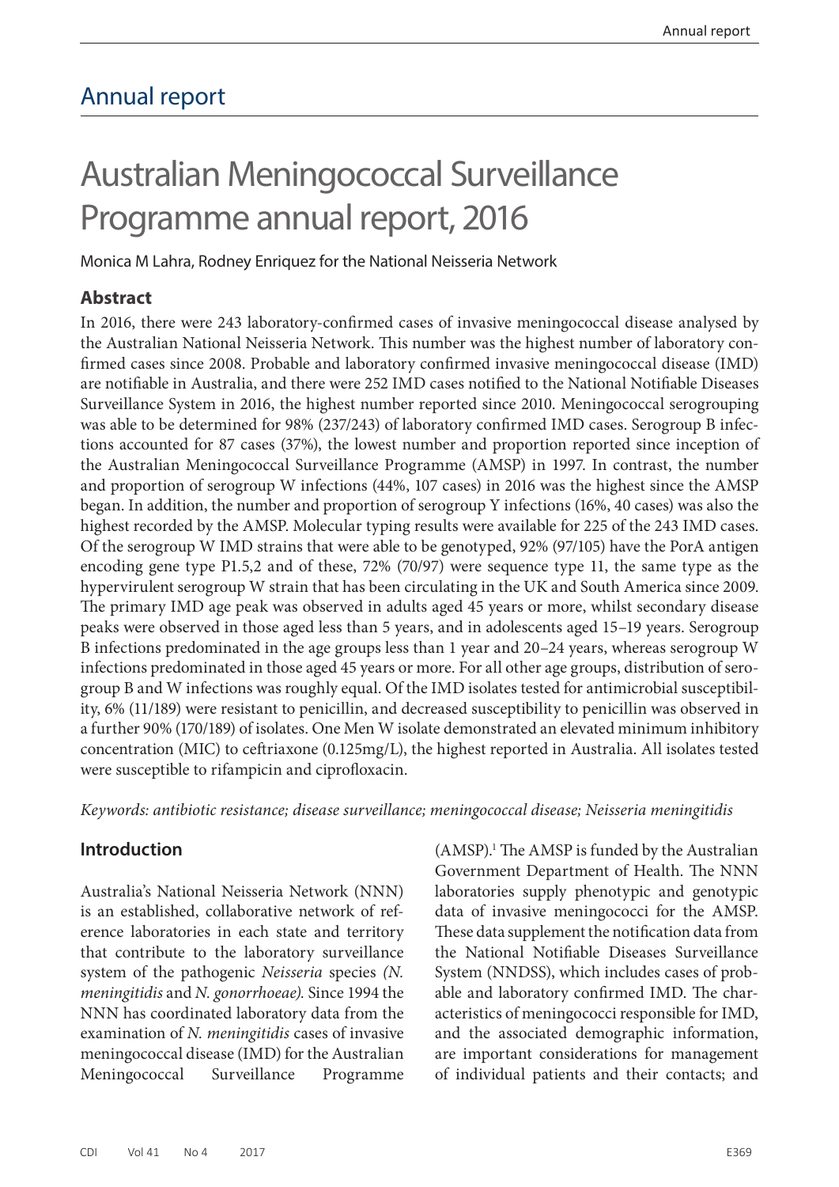# Annual report

# Australian Meningococcal Surveillance Programme annual report, 2016

Monica M Lahra, Rodney Enriquez for the National Neisseria Network

## Abstract

In 2016, there were 243 laboratory-confirmed cases of invasive meningococcal disease analysed by the Australian National Neisseria Network. This number was the highest number of laboratory confirmed cases since 2008. Probable and laboratory confirmed invasive meningococcal disease (IMD) are notifiable in Australia, and there were 252 IMD cases notified to the National Notifiable Diseases Surveillance System in 2016, the highest number reported since 2010. Meningococcal serogrouping was able to be determined for 98% (237/243) of laboratory confirmed IMD cases. Serogroup B infections accounted for 87 cases (37%), the lowest number and proportion reported since inception of the Australian Meningococcal Surveillance Programme (AMSP) in 1997. In contrast, the number and proportion of serogroup W infections (44%, 107 cases) in 2016 was the highest since the AMSP began. In addition, the number and proportion of serogroup Y infections (16%, 40 cases) was also the highest recorded by the AMSP. Molecular typing results were available for 225 of the 243 IMD cases. Of the serogroup W IMD strains that were able to be genotyped, 92% (97/105) have the PorA antigen encoding gene type P1.5,2 and of these, 72% (70/97) were sequence type 11, the same type as the hypervirulent serogroup W strain that has been circulating in the UK and South America since 2009. The primary IMD age peak was observed in adults aged 45 years or more, whilst secondary disease peaks were observed in those aged less than 5 years, and in adolescents aged 15–19 years. Serogroup B infections predominated in the age groups less than 1 year and 20–24 years, whereas serogroup W infections predominated in those aged 45 years or more. For all other age groups, distribution of serogroup B and W infections was roughly equal. Of the IMD isolates tested for antimicrobial susceptibility, 6% (11/189) were resistant to penicillin, and decreased susceptibility to penicillin was observed in a further 90% (170/189) of isolates. One Men W isolate demonstrated an elevated minimum inhibitory concentration (MIC) to ceftriaxone (0.125mg/L), the highest reported in Australia. All isolates tested were susceptible to rifampicin and ciprofloxacin.

*Keywords: antibiotic resistance; disease surveillance; meningococcal disease; Neisseria meningitidis*

## Introduction

Australia's National Neisseria Network (NNN) is an established, collaborative network of reference laboratories in each state and territory that contribute to the laboratory surveillance system of the pathogenic *Neisseria* species *(N. meningitidis* and *N. gonorrhoeae).* Since 1994 the NNN has coordinated laboratory data from the examination of *N. meningitidis* cases of invasive meningococcal disease (IMD) for the Australian Meningococcal Surveillance Programme (AMSP).[1] The AMSP is funded by the Australian Government Department of Health. The NNN laboratories supply phenotypic and genotypic data of invasive meningococci for the AMSP. These data supplement the notification data from the National Notifiable Diseases Surveillance System (NNDSS), which includes cases of probable and laboratory confirmed IMD. The characteristics of meningococci responsible for IMD, and the associated demographic information, are important considerations for management of individual patients and their contacts; and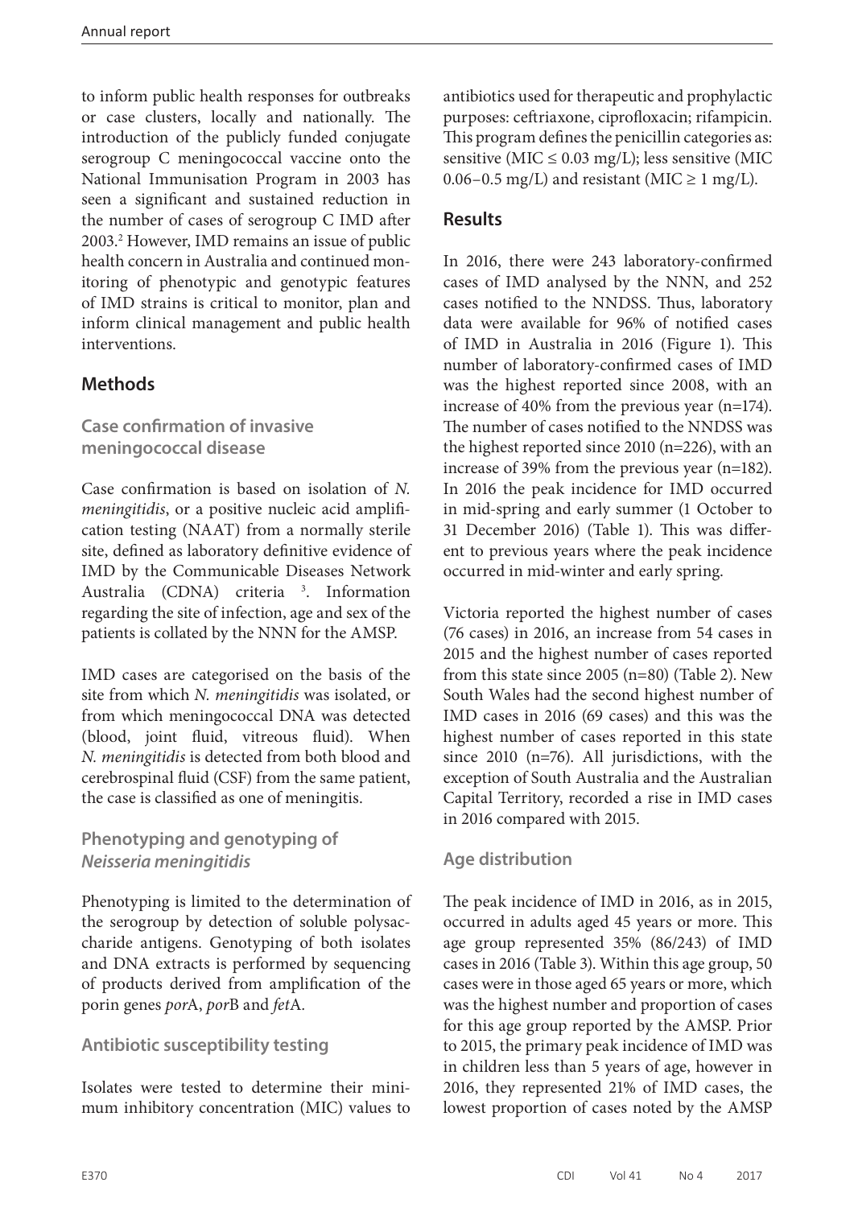to inform public health responses for outbreaks or case clusters, locally and nationally. The introduction of the publicly funded conjugate serogroup C meningococcal vaccine onto the National Immunisation Program in 2003 has seen a significant and sustained reduction in the number of cases of serogroup C IMD after 2003.[2] However, IMD remains an issue of public health concern in Australia and continued monitoring of phenotypic and genotypic features of IMD strains is critical to monitor, plan and inform clinical management and public health interventions.

## Methods

### Case confirmation of invasive meningococcal disease

Case confirmation is based on isolation of *N. meningitidis*, or a positive nucleic acid amplification testing (NAAT) from a normally sterile site, defined as laboratory definitive evidence of IMD by the Communicable Diseases Network Australia (CDNA) criteria [3]. Information regarding the site of infection, age and sex of the patients is collated by the NNN for the AMSP.

IMD cases are categorised on the basis of the site from which *N. meningitidis* was isolated, or from which meningococcal DNA was detected (blood, joint fluid, vitreous fluid). When *N. meningitidis* is detected from both blood and cerebrospinal fluid (CSF) from the same patient, the case is classified as one of meningitis.

### Phenotyping and genotyping of *Neisseria meningitidis*

Phenotyping is limited to the determination of the serogroup by detection of soluble polysaccharide antigens. Genotyping of both isolates and DNA extracts is performed by sequencing of products derived from amplification of the porin genes *por*A, *por*B and *fet*A.

### Antibiotic susceptibility testing

Isolates were tested to determine their minimum inhibitory concentration (MIC) values to antibiotics used for therapeutic and prophylactic purposes: ceftriaxone, ciprofloxacin; rifampicin. This program defines the penicillin categories as: sensitive (MIC ≤ 0.03 mg/L); less sensitive (MIC 0.06–0.5 mg/L) and resistant (MIC ≥ 1 mg/L).

## Results

In 2016, there were 243 laboratory-confirmed cases of IMD analysed by the NNN, and 252 cases notified to the NNDSS. Thus, laboratory data were available for 96% of notified cases of IMD in Australia in 2016 (Figure 1). This number of laboratory-confirmed cases of IMD was the highest reported since 2008, with an increase of 40% from the previous year (n=174). The number of cases notified to the NNDSS was the highest reported since 2010 (n=226), with an increase of 39% from the previous year (n=182). In 2016 the peak incidence for IMD occurred in mid-spring and early summer (1 October to 31 December 2016) (Table 1). This was different to previous years where the peak incidence occurred in mid-winter and early spring.

Victoria reported the highest number of cases (76 cases) in 2016, an increase from 54 cases in 2015 and the highest number of cases reported from this state since 2005 (n=80) (Table 2). New South Wales had the second highest number of IMD cases in 2016 (69 cases) and this was the highest number of cases reported in this state since 2010 (n=76). All jurisdictions, with the exception of South Australia and the Australian Capital Territory, recorded a rise in IMD cases in 2016 compared with 2015.

### Age distribution

The peak incidence of IMD in 2016, as in 2015, occurred in adults aged 45 years or more. This age group represented 35% (86/243) of IMD cases in 2016 (Table 3). Within this age group, 50 cases were in those aged 65 years or more, which was the highest number and proportion of cases for this age group reported by the AMSP. Prior to 2015, the primary peak incidence of IMD was in children less than 5 years of age, however in 2016, they represented 21% of IMD cases, the lowest proportion of cases noted by the AMSP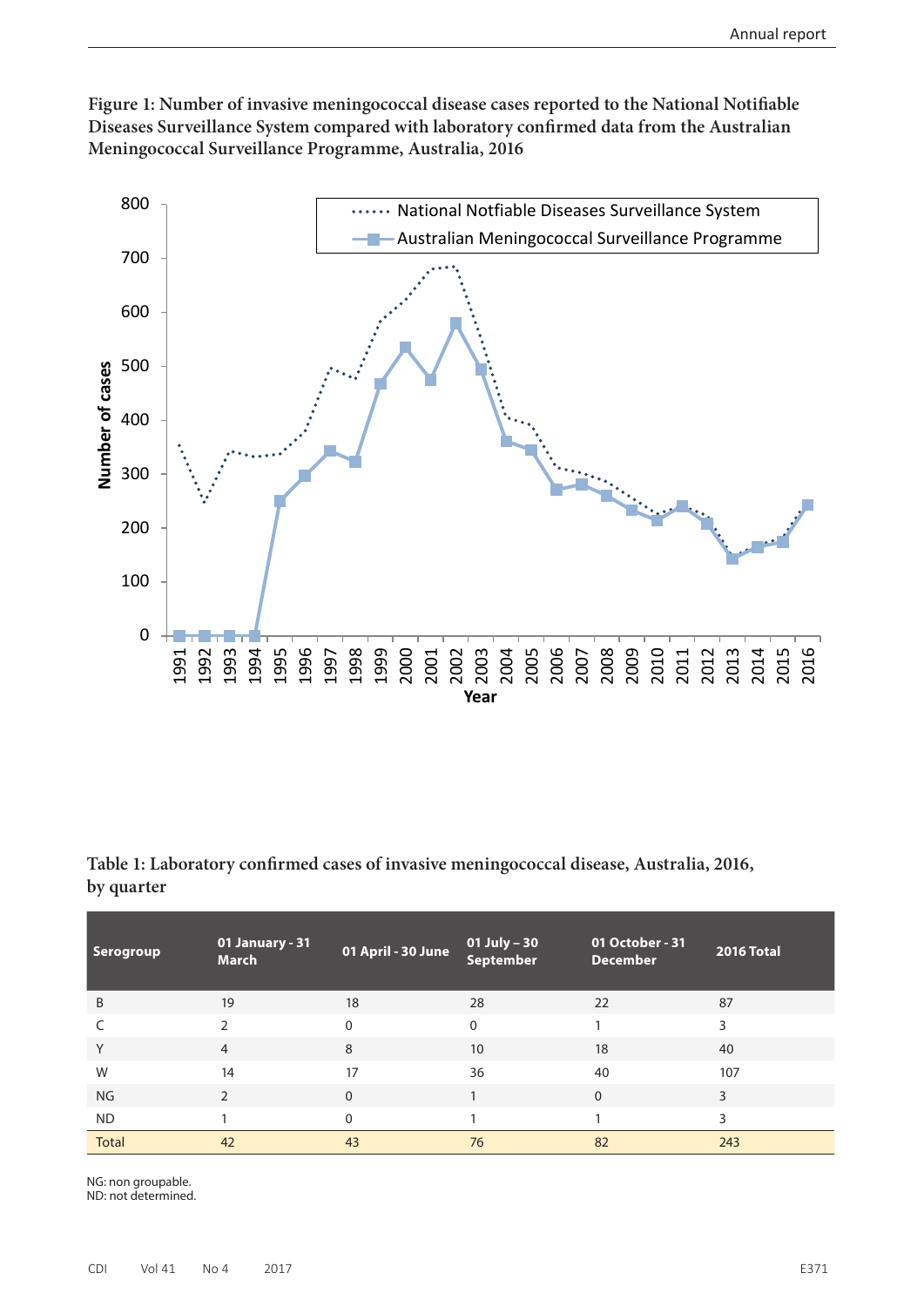**Figure 1: Number of invasive meningococcal disease cases reported to the National Notifiable Diseases Surveillance System compared with laboratory confirmed data from the Australian Meningococcal Surveillance Programme, Australia, 2016**

**Table 1: Laboratory confirmed cases of invasive meningococcal disease, Australia, 2016, by quarter**

| Serogroup | 01 January - 31 March | 01 April - 30 June | 01 July – 30 September | 01 October - 31 December | 2016 Total |
|---|---|---|---|---|---|
| B | 19 | 18 | 28 | 22 | 87 |
| C | 2 | 0 | 0 | 1 | 3 |
| Y | 4 | 8 | 10 | 18 | 40 |
| W | 14 | 17 | 36 | 40 | 107 |
| NG | 2 | 0 | 1 | 0 | 3 |
| ND | 1 | 0 | 1 | 1 | 3 |
| Total | 42 | 43 | 76 | 82 | 243 |

NG: non groupable.
ND: not determined.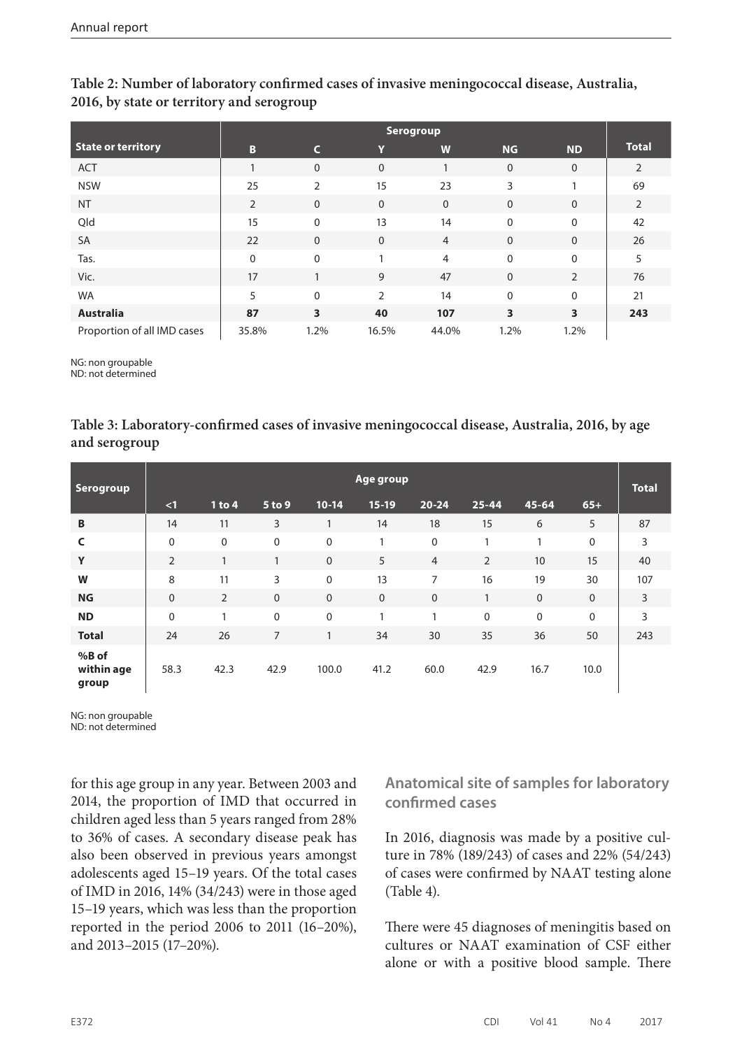**Table 2: Number of laboratory confirmed cases of invasive meningococcal disease, Australia, 2016, by state or territory and serogroup**

| State or territory | Serogroup | | | | | | Total |
|---|---|---|---|---|---|---|---|
| | B | C | Y | W | NG | ND | |
| ACT | 1 | 0 | 0 | 1 | 0 | 0 | 2 |
| NSW | 25 | 2 | 15 | 23 | 3 | 1 | 69 |
| NT | 2 | 0 | 0 | 0 | 0 | 0 | 2 |
| Qld | 15 | 0 | 13 | 14 | 0 | 0 | 42 |
| SA | 22 | 0 | 0 | 4 | 0 | 0 | 26 |
| Tas. | 0 | 0 | 1 | 4 | 0 | 0 | 5 |
| Vic. | 17 | 1 | 9 | 47 | 0 | 2 | 76 |
| WA | 5 | 0 | 2 | 14 | 0 | 0 | 21 |
| **Australia** | **87** | **3** | **40** | **107** | **3** | **3** | **243** |
| Proportion of all IMD cases | 35.8% | 1.2% | 16.5% | 44.0% | 1.2% | 1.2% | |

NG: non groupable
ND: not determined

**Table 3: Laboratory-confirmed cases of invasive meningococcal disease, Australia, 2016, by age and serogroup**

| Serogroup | Age group | | | | | | | | | Total |
|---|---|---|---|---|---|---|---|---|---|---|
| | <1 | 1 to 4 | 5 to 9 | 10-14 | 15-19 | 20-24 | 25-44 | 45-64 | 65+ | |
| **B** | 14 | 11 | 3 | 1 | 14 | 18 | 15 | 6 | 5 | 87 |
| **C** | 0 | 0 | 0 | 0 | 1 | 0 | 1 | 1 | 0 | 3 |
| **Y** | 2 | 1 | 1 | 0 | 5 | 4 | 2 | 10 | 15 | 40 |
| **W** | 8 | 11 | 3 | 0 | 13 | 7 | 16 | 19 | 30 | 107 |
| **NG** | 0 | 2 | 0 | 0 | 0 | 0 | 1 | 0 | 0 | 3 |
| **ND** | 0 | 1 | 0 | 0 | 1 | 1 | 0 | 0 | 0 | 3 |
| **Total** | 24 | 26 | 7 | 1 | 34 | 30 | 35 | 36 | 50 | 243 |
| **%B of within age group** | 58.3 | 42.3 | 42.9 | 100.0 | 41.2 | 60.0 | 42.9 | 16.7 | 10.0 | |

NG: non groupable
ND: not determined

for this age group in any year. Between 2003 and 2014, the proportion of IMD that occurred in children aged less than 5 years ranged from 28% to 36% of cases. A secondary disease peak has also been observed in previous years amongst adolescents aged 15–19 years. Of the total cases of IMD in 2016, 14% (34/243) were in those aged 15–19 years, which was less than the proportion reported in the period 2006 to 2011 (16–20%), and 2013–2015 (17–20%).

## Anatomical site of samples for laboratory confirmed cases

In 2016, diagnosis was made by a positive culture in 78% (189/243) of cases and 22% (54/243) of cases were confirmed by NAAT testing alone (Table 4).

There were 45 diagnoses of meningitis based on cultures or NAAT examination of CSF either alone or with a positive blood sample. There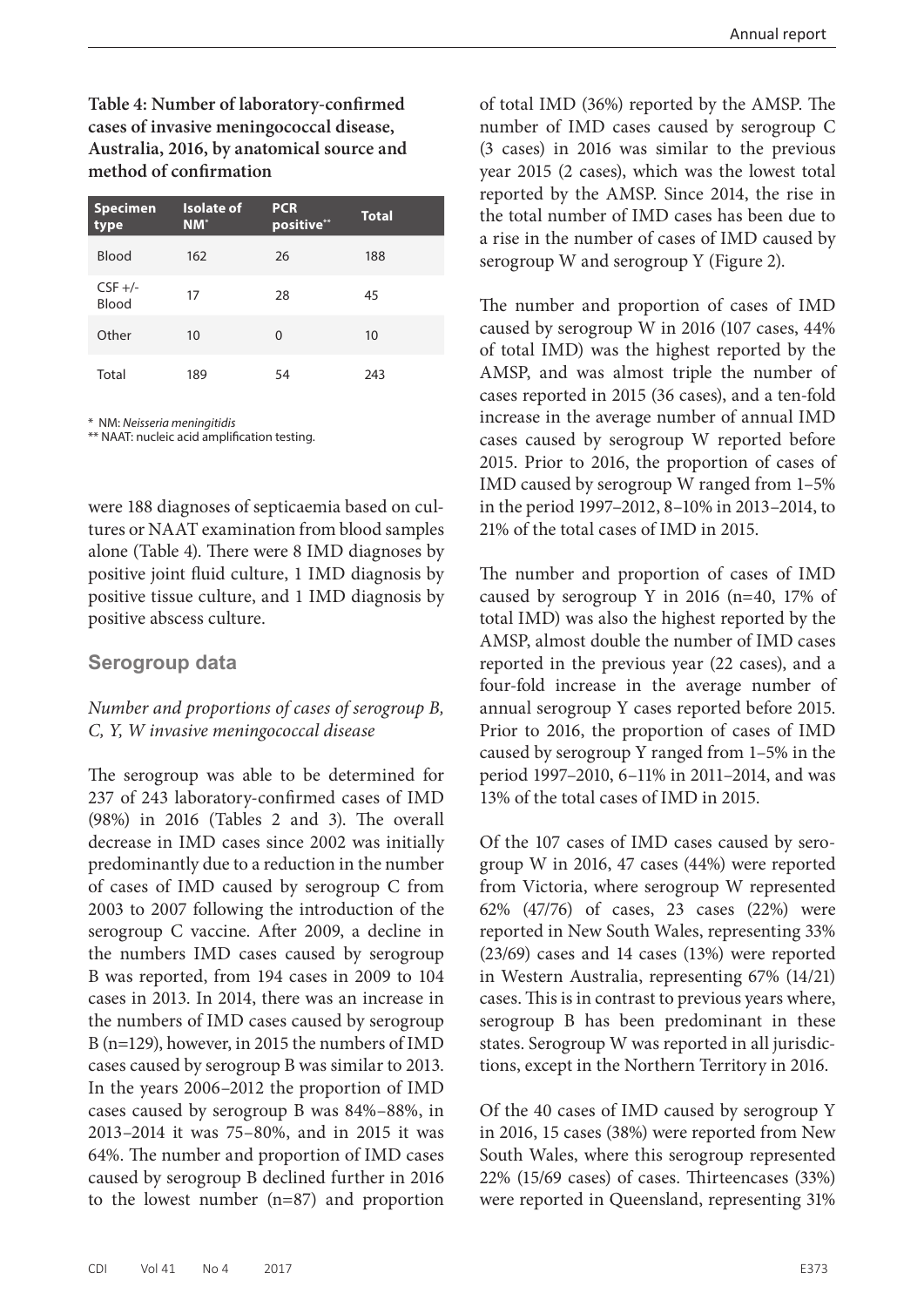**Table 4: Number of laboratory-confirmed cases of invasive meningococcal disease, Australia, 2016, by anatomical source and method of confirmation**

| Specimen type | Isolate of NM* | PCR positive** | Total |
|---|---|---|---|
| Blood | 162 | 26 | 188 |
| CSF +/- Blood | 17 | 28 | 45 |
| Other | 10 | 0 | 10 |
| Total | 189 | 54 | 243 |

\* NM: *Neisseria meningitidis*

** NAAT: nucleic acid amplification testing.

were 188 diagnoses of septicaemia based on cultures or NAAT examination from blood samples alone (Table 4). There were 8 IMD diagnoses by positive joint fluid culture, 1 IMD diagnosis by positive tissue culture, and 1 IMD diagnosis by positive abscess culture.

## Serogroup data

*Number and proportions of cases of serogroup B, C, Y, W invasive meningococcal disease*

The serogroup was able to be determined for 237 of 243 laboratory-confirmed cases of IMD (98%) in 2016 (Tables 2 and 3). The overall decrease in IMD cases since 2002 was initially predominantly due to a reduction in the number of cases of IMD caused by serogroup C from 2003 to 2007 following the introduction of the serogroup C vaccine. After 2009, a decline in the numbers IMD cases caused by serogroup B was reported, from 194 cases in 2009 to 104 cases in 2013. In 2014, there was an increase in the numbers of IMD cases caused by serogroup B (n=129), however, in 2015 the numbers of IMD cases caused by serogroup B was similar to 2013. In the years 2006–2012 the proportion of IMD cases caused by serogroup B was 84%–88%, in 2013–2014 it was 75–80%, and in 2015 it was 64%. The number and proportion of IMD cases caused by serogroup B declined further in 2016 to the lowest number (n=87) and proportion of total IMD (36%) reported by the AMSP. The number of IMD cases caused by serogroup C (3 cases) in 2016 was similar to the previous year 2015 (2 cases), which was the lowest total reported by the AMSP. Since 2014, the rise in the total number of IMD cases has been due to a rise in the number of cases of IMD caused by serogroup W and serogroup Y (Figure 2).

The number and proportion of cases of IMD caused by serogroup W in 2016 (107 cases, 44% of total IMD) was the highest reported by the AMSP, and was almost triple the number of cases reported in 2015 (36 cases), and a ten-fold increase in the average number of annual IMD cases caused by serogroup W reported before 2015. Prior to 2016, the proportion of cases of IMD caused by serogroup W ranged from 1–5% in the period 1997–2012, 8–10% in 2013–2014, to 21% of the total cases of IMD in 2015.

The number and proportion of cases of IMD caused by serogroup Y in 2016 (n=40, 17% of total IMD) was also the highest reported by the AMSP, almost double the number of IMD cases reported in the previous year (22 cases), and a four-fold increase in the average number of annual serogroup Y cases reported before 2015. Prior to 2016, the proportion of cases of IMD caused by serogroup Y ranged from 1–5% in the period 1997–2010, 6–11% in 2011–2014, and was 13% of the total cases of IMD in 2015.

Of the 107 cases of IMD cases caused by serogroup W in 2016, 47 cases (44%) were reported from Victoria, where serogroup W represented 62% (47/76) of cases, 23 cases (22%) were reported in New South Wales, representing 33% (23/69) cases and 14 cases (13%) were reported in Western Australia, representing 67% (14/21) cases. This is in contrast to previous years where, serogroup B has been predominant in these states. Serogroup W was reported in all jurisdictions, except in the Northern Territory in 2016.

Of the 40 cases of IMD caused by serogroup Y in 2016, 15 cases (38%) were reported from New South Wales, where this serogroup represented 22% (15/69 cases) of cases. Thirteencases (33%) were reported in Queensland, representing 31%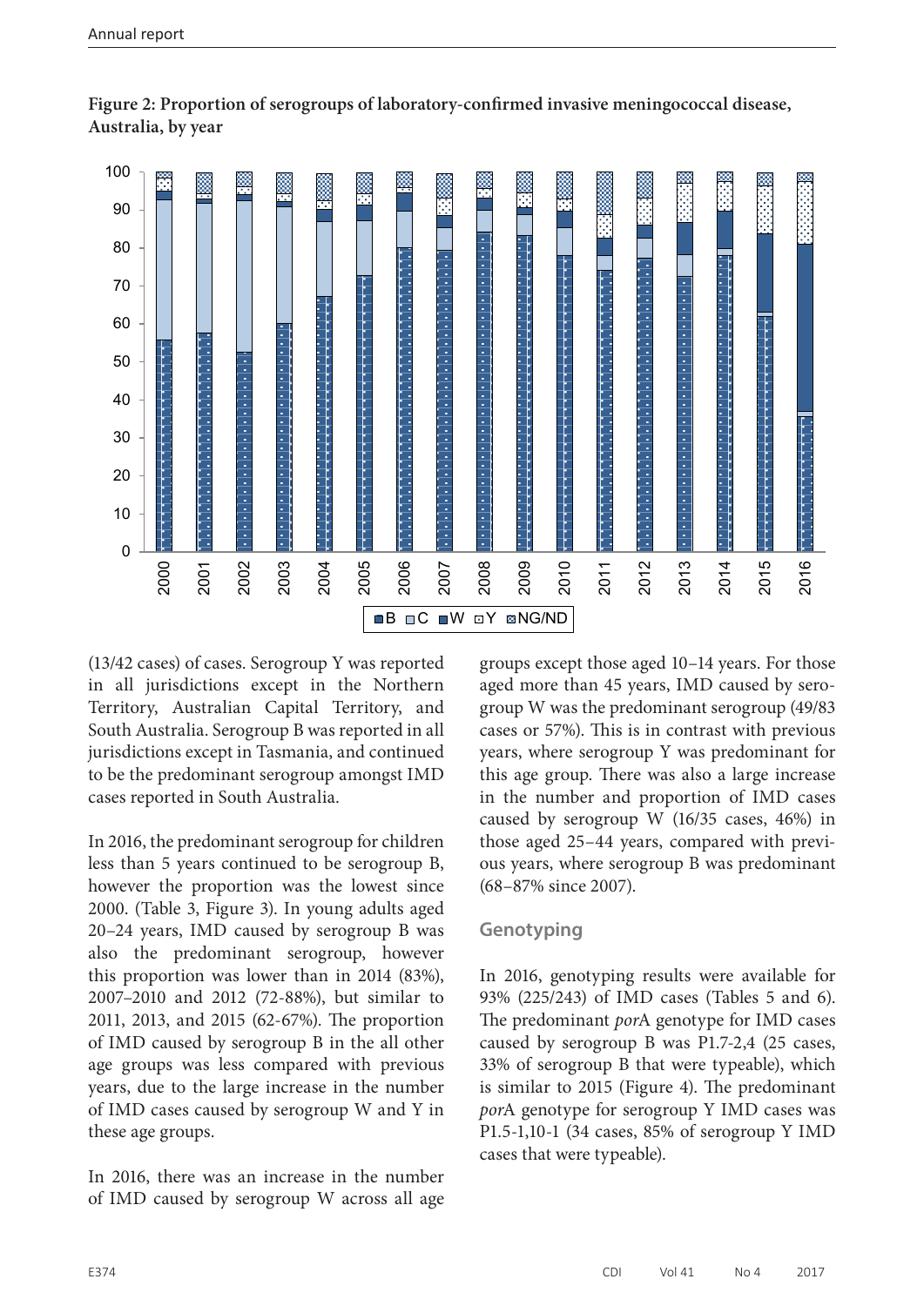**Figure 2: Proportion of serogroups of laboratory-confirmed invasive meningococcal disease, Australia, by year**

(13/42 cases) of cases. Serogroup Y was reported in all jurisdictions except in the Northern Territory, Australian Capital Territory, and South Australia. Serogroup B was reported in all jurisdictions except in Tasmania, and continued to be the predominant serogroup amongst IMD cases reported in South Australia.

In 2016, the predominant serogroup for children less than 5 years continued to be serogroup B, however the proportion was the lowest since 2000. (Table 3, Figure 3). In young adults aged 20–24 years, IMD caused by serogroup B was also the predominant serogroup, however this proportion was lower than in 2014 (83%), 2007–2010 and 2012 (72-88%), but similar to 2011, 2013, and 2015 (62-67%). The proportion of IMD caused by serogroup B in the all other age groups was less compared with previous years, due to the large increase in the number of IMD cases caused by serogroup W and Y in these age groups.

In 2016, there was an increase in the number of IMD caused by serogroup W across all age groups except those aged 10–14 years. For those aged more than 45 years, IMD caused by serogroup W was the predominant serogroup (49/83 cases or 57%). This is in contrast with previous years, where serogroup Y was predominant for this age group. There was also a large increase in the number and proportion of IMD cases caused by serogroup W (16/35 cases, 46%) in those aged 25–44 years, compared with previous years, where serogroup B was predominant (68–87% since 2007).

## Genotyping

In 2016, genotyping results were available for 93% (225/243) of IMD cases (Tables 5 and 6). The predominant *por*A genotype for IMD cases caused by serogroup B was P1.7-2,4 (25 cases, 33% of serogroup B that were typeable), which is similar to 2015 (Figure 4). The predominant *por*A genotype for serogroup Y IMD cases was P1.5-1,10-1 (34 cases, 85% of serogroup Y IMD cases that were typeable).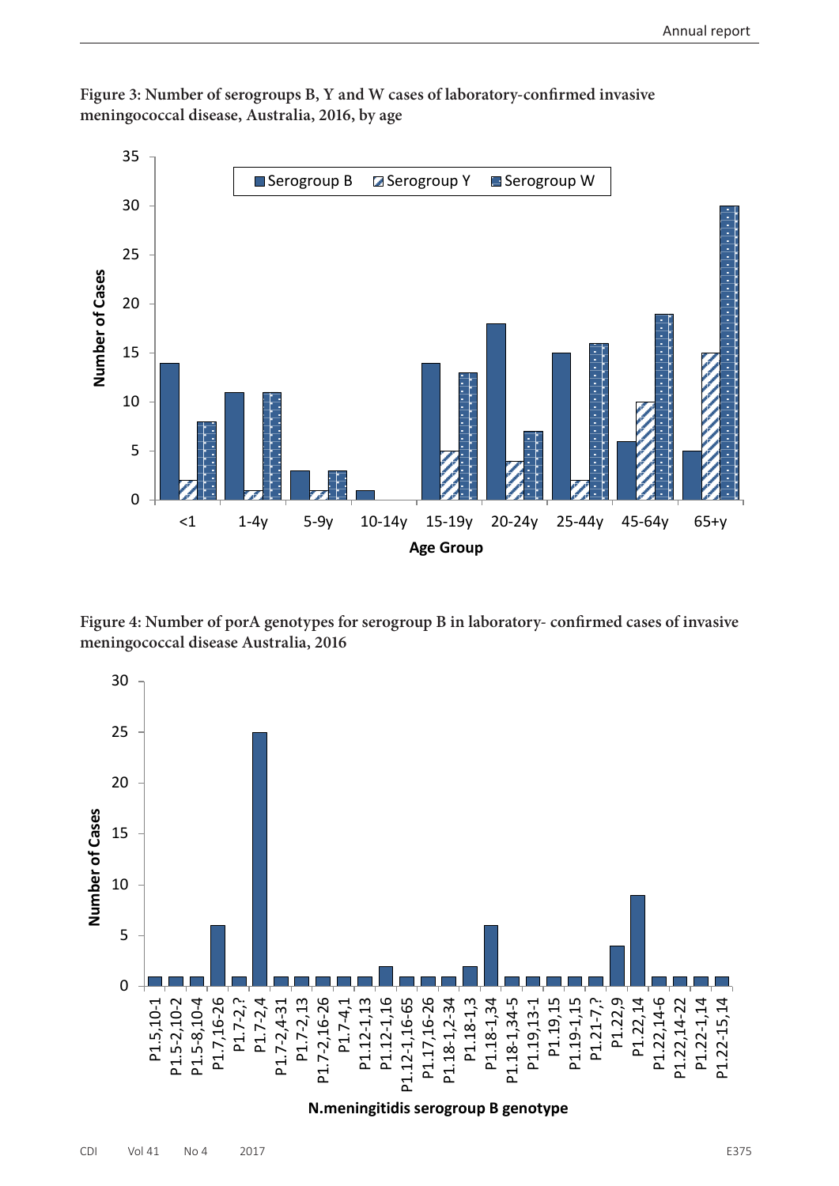**Figure 3: Number of serogroups B, Y and W cases of laboratory-confirmed invasive meningococcal disease, Australia, 2016, by age**

**Figure 4: Number of porA genotypes for serogroup B in laboratory- confirmed cases of invasive meningococcal disease Australia, 2016**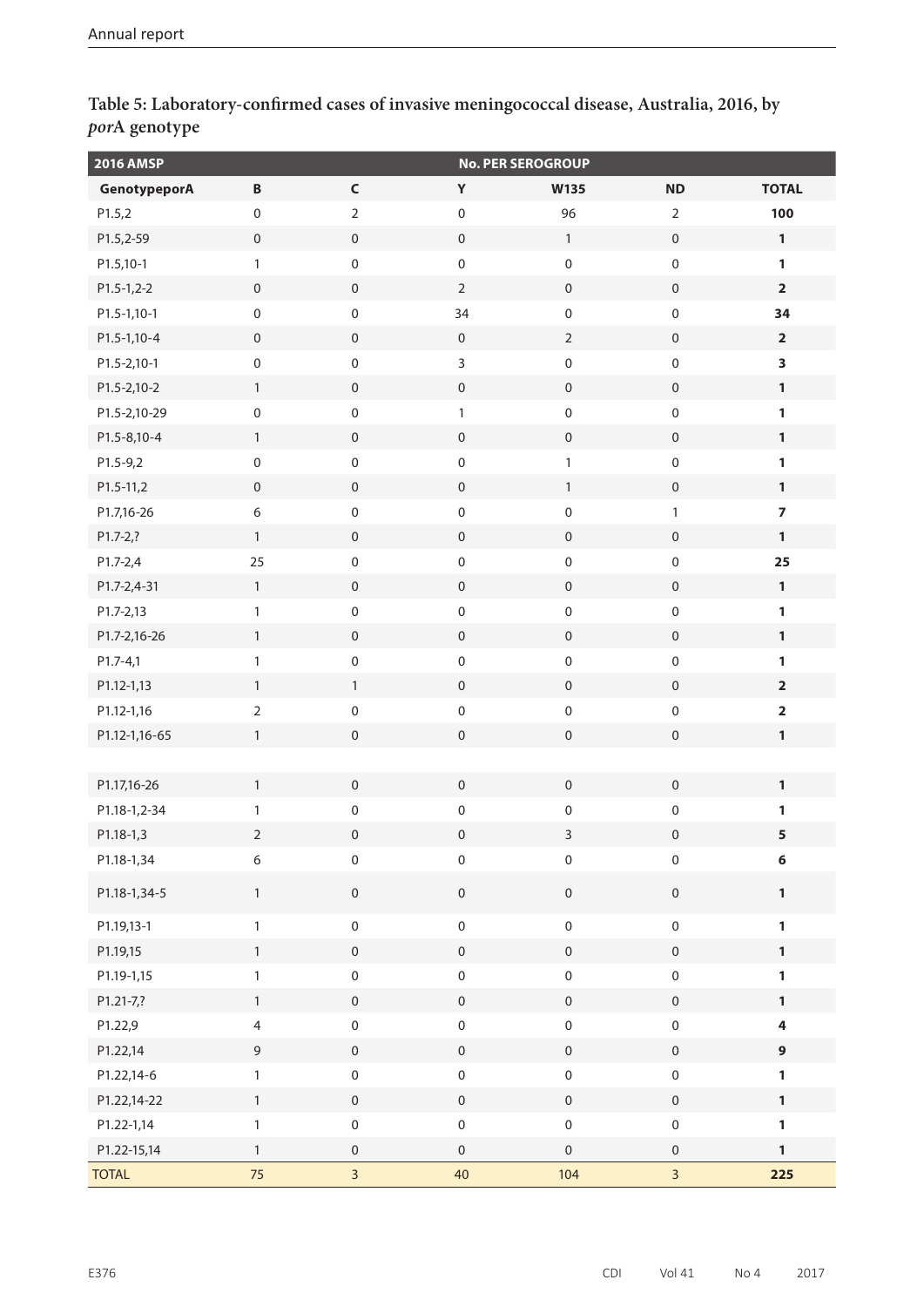**Table 5: Laboratory-confirmed cases of invasive meningococcal disease, Australia, 2016, by *por*A genotype**

| 2016 AMSP | No. PER SEROGROUP | | | | | |
|---|---|---|---|---|---|---|
| GenotypeporA | B | C | Y | W135 | ND | TOTAL |
| P1.5,2 | 0 | 2 | 0 | 96 | 2 | **100** |
| P1.5,2-59 | 0 | 0 | 0 | 1 | 0 | **1** |
| P1.5,10-1 | 1 | 0 | 0 | 0 | 0 | **1** |
| P1.5-1,2-2 | 0 | 0 | 2 | 0 | 0 | **2** |
| P1.5-1,10-1 | 0 | 0 | 34 | 0 | 0 | **34** |
| P1.5-1,10-4 | 0 | 0 | 0 | 2 | 0 | **2** |
| P1.5-2,10-1 | 0 | 0 | 3 | 0 | 0 | **3** |
| P1.5-2,10-2 | 1 | 0 | 0 | 0 | 0 | **1** |
| P1.5-2,10-29 | 0 | 0 | 1 | 0 | 0 | **1** |
| P1.5-8,10-4 | 1 | 0 | 0 | 0 | 0 | **1** |
| P1.5-9,2 | 0 | 0 | 0 | 1 | 0 | **1** |
| P1.5-11,2 | 0 | 0 | 0 | 1 | 0 | **1** |
| P1.7,16-26 | 6 | 0 | 0 | 0 | 1 | **7** |
| P1.7-2,? | 1 | 0 | 0 | 0 | 0 | **1** |
| P1.7-2,4 | 25 | 0 | 0 | 0 | 0 | **25** |
| P1.7-2,4-31 | 1 | 0 | 0 | 0 | 0 | **1** |
| P1.7-2,13 | 1 | 0 | 0 | 0 | 0 | **1** |
| P1.7-2,16-26 | 1 | 0 | 0 | 0 | 0 | **1** |
| P1.7-4,1 | 1 | 0 | 0 | 0 | 0 | **1** |
| P1.12-1,13 | 1 | 1 | 0 | 0 | 0 | **2** |
| P1.12-1,16 | 2 | 0 | 0 | 0 | 0 | **2** |
| P1.12-1,16-65 | 1 | 0 | 0 | 0 | 0 | **1** |
| P1.17,16-26 | 1 | 0 | 0 | 0 | 0 | **1** |
| P1.18-1,2-34 | 1 | 0 | 0 | 0 | 0 | **1** |
| P1.18-1,3 | 2 | 0 | 0 | 3 | 0 | **5** |
| P1.18-1,34 | 6 | 0 | 0 | 0 | 0 | **6** |
| P1.18-1,34-5 | 1 | 0 | 0 | 0 | 0 | **1** |
| P1.19,13-1 | 1 | 0 | 0 | 0 | 0 | **1** |
| P1.19,15 | 1 | 0 | 0 | 0 | 0 | **1** |
| P1.19-1,15 | 1 | 0 | 0 | 0 | 0 | **1** |
| P1.21-7,? | 1 | 0 | 0 | 0 | 0 | **1** |
| P1.22,9 | 4 | 0 | 0 | 0 | 0 | **4** |
| P1.22,14 | 9 | 0 | 0 | 0 | 0 | **9** |
| P1.22,14-6 | 1 | 0 | 0 | 0 | 0 | **1** |
| P1.22,14-22 | 1 | 0 | 0 | 0 | 0 | **1** |
| P1.22-1,14 | 1 | 0 | 0 | 0 | 0 | **1** |
| P1.22-15,14 | 1 | 0 | 0 | 0 | 0 | **1** |
| TOTAL | 75 | 3 | 40 | 104 | 3 | **225** |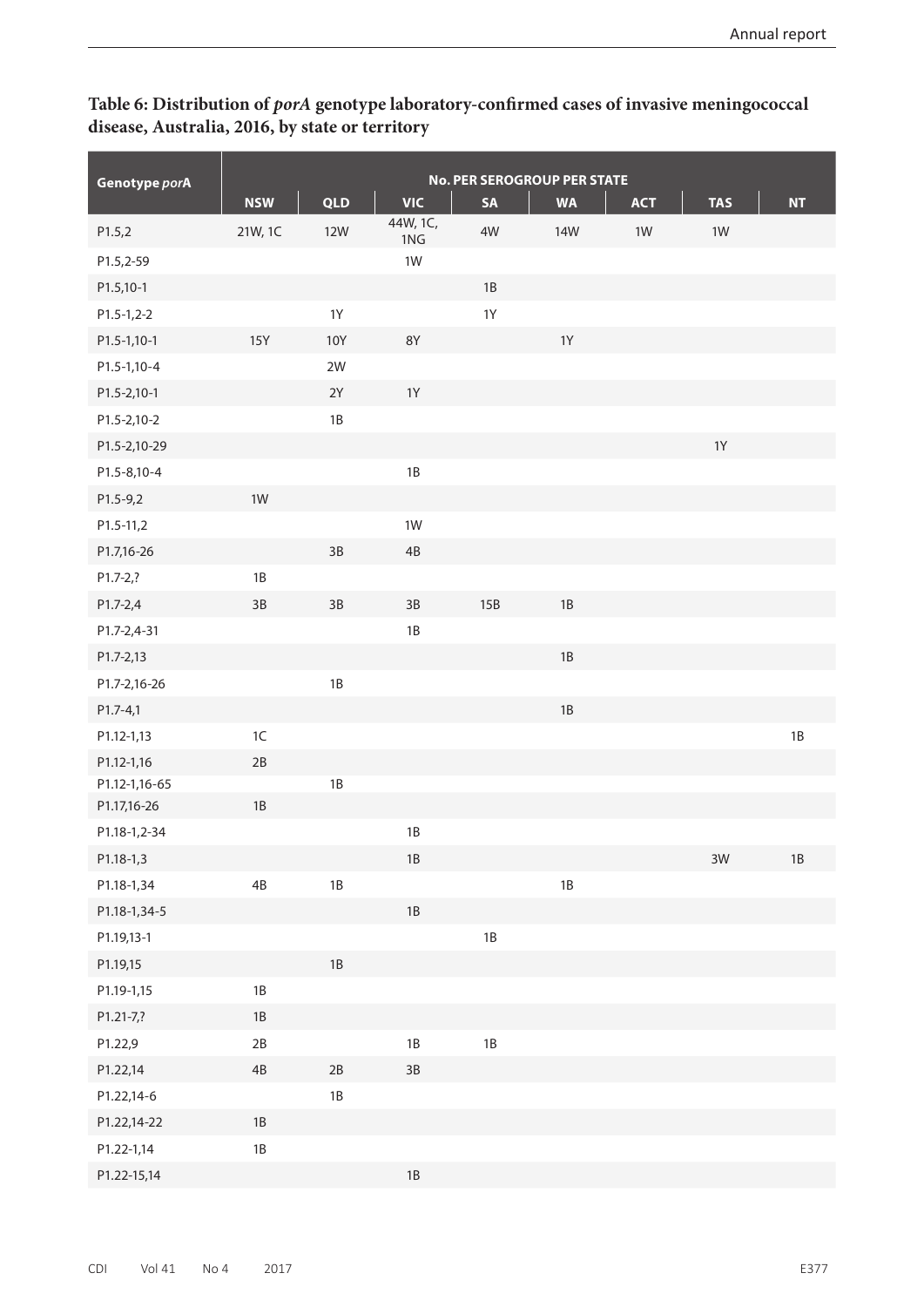**Table 6: Distribution of *porA* genotype laboratory-confirmed cases of invasive meningococcal disease, Australia, 2016, by state or territory**

| Genotype *porA* | No. per serogroup per state | | | | | | | |
|---|---|---|---|---|---|---|---|---|
| | NSW | QLD | VIC | SA | WA | ACT | TAS | NT |
| P1.5,2 | 21W, 1C | 12W | 44W, 1C, 1NG | 4W | 14W | 1W | 1W | |
| P1.5,2-59 | | | 1W | | | | | |
| P1.5,10-1 | | | | 1B | | | | |
| P1.5-1,2-2 | | 1Y | | 1Y | | | | |
| P1.5-1,10-1 | 15Y | 10Y | 8Y | | 1Y | | | |
| P1.5-1,10-4 | | 2W | | | | | | |
| P1.5-2,10-1 | | 2Y | 1Y | | | | | |
| P1.5-2,10-2 | | 1B | | | | | | |
| P1.5-2,10-29 | | | | | | | 1Y | |
| P1.5-8,10-4 | | | 1B | | | | | |
| P1.5-9,2 | 1W | | | | | | | |
| P1.5-11,2 | | | 1W | | | | | |
| P1.7,16-26 | | 3B | 4B | | | | | |
| P1.7-2,? | 1B | | | | | | | |
| P1.7-2,4 | 3B | 3B | 3B | 15B | 1B | | | |
| P1.7-2,4-31 | | | 1B | | | | | |
| P1.7-2,13 | | | | | 1B | | | |
| P1.7-2,16-26 | | 1B | | | | | | |
| P1.7-4,1 | | | | | 1B | | | |
| P1.12-1,13 | 1C | | | | | | | 1B |
| P1.12-1,16 | 2B | | | | | | | |
| P1.12-1,16-65 | | 1B | | | | | | |
| P1.17,16-26 | 1B | | | | | | | |
| P1.18-1,2-34 | | | 1B | | | | | |
| P1.18-1,3 | | | 1B | | | | 3W | 1B |
| P1.18-1,34 | 4B | 1B | | | 1B | | | |
| P1.18-1,34-5 | | | 1B | | | | | |
| P1.19,13-1 | | | | 1B | | | | |
| P1.19,15 | | 1B | | | | | | |
| P1.19-1,15 | 1B | | | | | | | |
| P1.21-7,? | 1B | | | | | | | |
| P1.22,9 | 2B | | 1B | 1B | | | | |
| P1.22,14 | 4B | 2B | 3B | | | | | |
| P1.22,14-6 | | 1B | | | | | | |
| P1.22,14-22 | 1B | | | | | | | |
| P1.22-1,14 | 1B | | | | | | | |
| P1.22-15,14 | | | 1B | | | | | |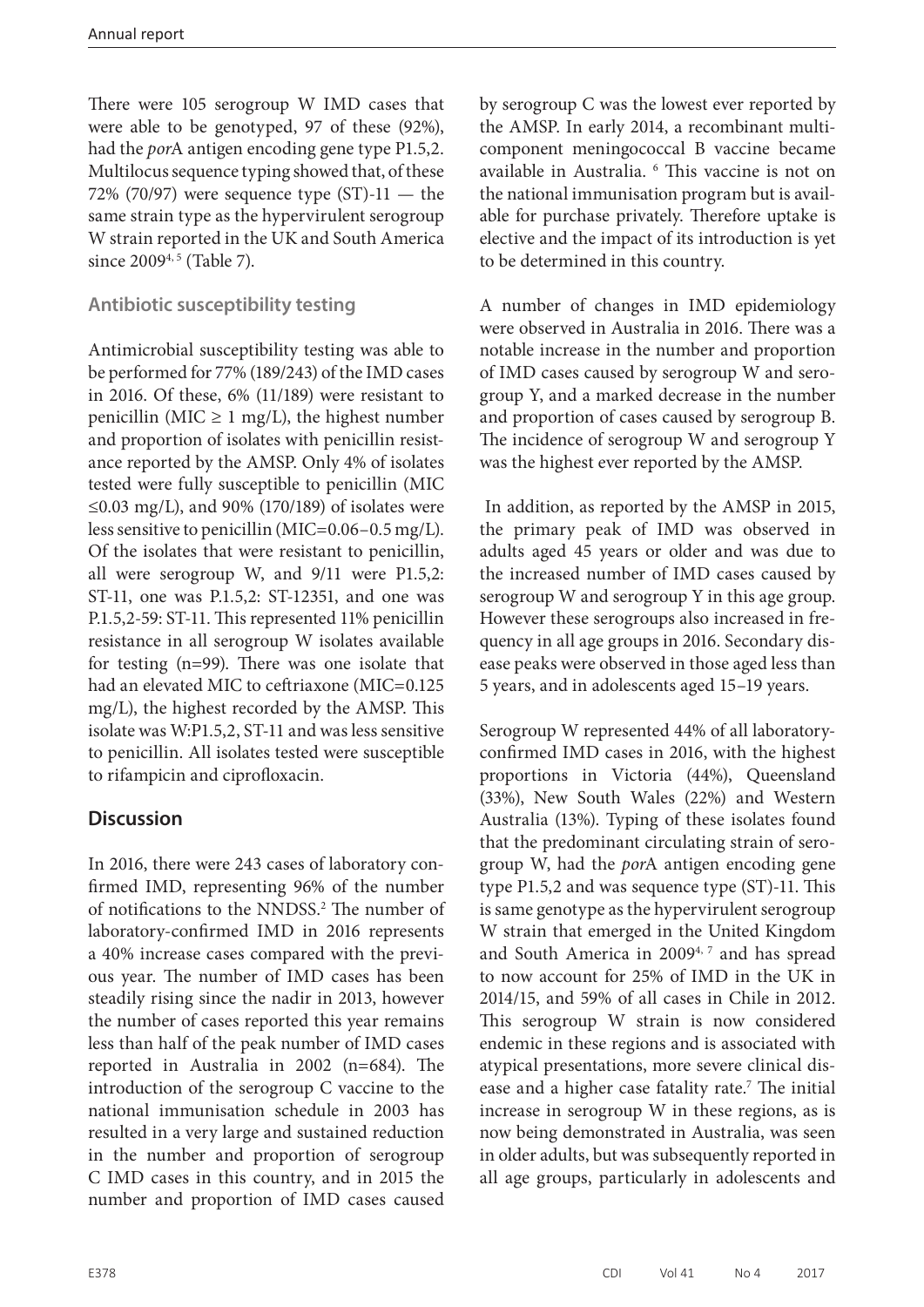There were 105 serogroup W IMD cases that were able to be genotyped, 97 of these (92%), had the *por*A antigen encoding gene type P1.5,2. Multilocus sequence typing showed that, of these 72% (70/97) were sequence type (ST)-11 — the same strain type as the hypervirulent serogroup W strain reported in the UK and South America since 2009[4, 5] (Table 7).

### Antibiotic susceptibility testing

Antimicrobial susceptibility testing was able to be performed for 77% (189/243) of the IMD cases in 2016. Of these, 6% (11/189) were resistant to penicillin (MIC $\geq$ 1 mg/L), the highest number and proportion of isolates with penicillin resistance reported by the AMSP. Only 4% of isolates tested were fully susceptible to penicillin (MIC $\leq$0.03 mg/L), and 90% (170/189) of isolates were less sensitive to penicillin (MIC=0.06–0.5 mg/L). Of the isolates that were resistant to penicillin, all were serogroup W, and 9/11 were P1.5,2: ST-11, one was P.1.5,2: ST-12351, and one was P.1.5,2-59: ST-11. This represented 11% penicillin resistance in all serogroup W isolates available for testing (n=99). There was one isolate that had an elevated MIC to ceftriaxone (MIC=0.125 mg/L), the highest recorded by the AMSP. This isolate was W:P1.5,2, ST-11 and was less sensitive to penicillin. All isolates tested were susceptible to rifampicin and ciprofloxacin.

## Discussion

In 2016, there were 243 cases of laboratory confirmed IMD, representing 96% of the number of notifications to the NNDSS.[2] The number of laboratory-confirmed IMD in 2016 represents a 40% increase cases compared with the previous year. The number of IMD cases has been steadily rising since the nadir in 2013, however the number of cases reported this year remains less than half of the peak number of IMD cases reported in Australia in 2002 (n=684). The introduction of the serogroup C vaccine to the national immunisation schedule in 2003 has resulted in a very large and sustained reduction in the number and proportion of serogroup C IMD cases in this country, and in 2015 the number and proportion of IMD cases caused by serogroup C was the lowest ever reported by the AMSP. In early 2014, a recombinant multicomponent meningococcal B vaccine became available in Australia. [6] This vaccine is not on the national immunisation program but is available for purchase privately. Therefore uptake is elective and the impact of its introduction is yet to be determined in this country.

A number of changes in IMD epidemiology were observed in Australia in 2016. There was a notable increase in the number and proportion of IMD cases caused by serogroup W and serogroup Y, and a marked decrease in the number and proportion of cases caused by serogroup B. The incidence of serogroup W and serogroup Y was the highest ever reported by the AMSP.

In addition, as reported by the AMSP in 2015, the primary peak of IMD was observed in adults aged 45 years or older and was due to the increased number of IMD cases caused by serogroup W and serogroup Y in this age group. However these serogroups also increased in frequency in all age groups in 2016. Secondary disease peaks were observed in those aged less than 5 years, and in adolescents aged 15–19 years.

Serogroup W represented 44% of all laboratory-confirmed IMD cases in 2016, with the highest proportions in Victoria (44%), Queensland (33%), New South Wales (22%) and Western Australia (13%). Typing of these isolates found that the predominant circulating strain of serogroup W, had the *por*A antigen encoding gene type P1.5,2 and was sequence type (ST)-11. This is same genotype as the hypervirulent serogroup W strain that emerged in the United Kingdom and South America in 2009[4, 7] and has spread to now account for 25% of IMD in the UK in 2014/15, and 59% of all cases in Chile in 2012. This serogroup W strain is now considered endemic in these regions and is associated with atypical presentations, more severe clinical disease and a higher case fatality rate.[7] The initial increase in serogroup W in these regions, as is now being demonstrated in Australia, was seen in older adults, but was subsequently reported in all age groups, particularly in adolescents and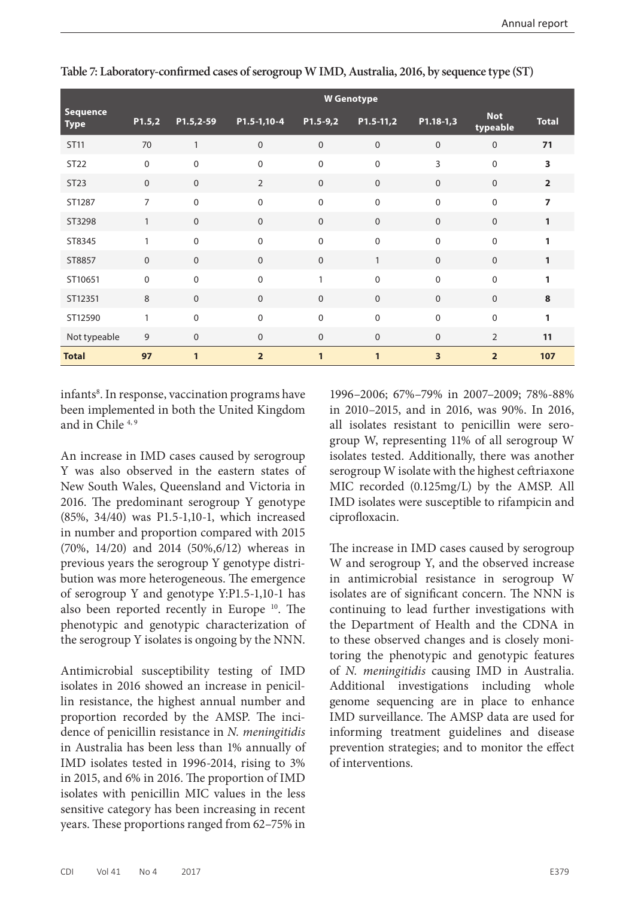**Table 7: Laboratory-confirmed cases of serogroup W IMD, Australia, 2016, by sequence type (ST)**

| Sequence Type | W Genotype | | | | | | | |
|---|---|---|---|---|---|---|---|---|
| | P1.5,2 | P1.5,2-59 | P1.5-1,10-4 | P1.5-9,2 | P1.5-11,2 | P1.18-1,3 | Not typeable | Total |
| ST11 | 70 | 1 | 0 | 0 | 0 | 0 | 0 | **71** |
| ST22 | 0 | 0 | 0 | 0 | 0 | 3 | 0 | **3** |
| ST23 | 0 | 0 | 2 | 0 | 0 | 0 | 0 | **2** |
| ST1287 | 7 | 0 | 0 | 0 | 0 | 0 | 0 | **7** |
| ST3298 | 1 | 0 | 0 | 0 | 0 | 0 | 0 | **1** |
| ST8345 | 1 | 0 | 0 | 0 | 0 | 0 | 0 | **1** |
| ST8857 | 0 | 0 | 0 | 0 | 1 | 0 | 0 | **1** |
| ST10651 | 0 | 0 | 0 | 1 | 0 | 0 | 0 | **1** |
| ST12351 | 8 | 0 | 0 | 0 | 0 | 0 | 0 | **8** |
| ST12590 | 1 | 0 | 0 | 0 | 0 | 0 | 0 | **1** |
| Not typeable | 9 | 0 | 0 | 0 | 0 | 0 | 2 | **11** |
| **Total** | **97** | **1** | **2** | **1** | **1** | **3** | **2** | **107** |

infants[8]. In response, vaccination programs have been implemented in both the United Kingdom and in Chile [4,9]

An increase in IMD cases caused by serogroup Y was also observed in the eastern states of New South Wales, Queensland and Victoria in 2016. The predominant serogroup Y genotype (85%, 34/40) was P1.5-1,10-1, which increased in number and proportion compared with 2015 (70%, 14/20) and 2014 (50%,6/12) whereas in previous years the serogroup Y genotype distribution was more heterogeneous. The emergence of serogroup Y and genotype Y:P1.5-1,10-1 has also been reported recently in Europe [10]. The phenotypic and genotypic characterization of the serogroup Y isolates is ongoing by the NNN.

Antimicrobial susceptibility testing of IMD isolates in 2016 showed an increase in penicillin resistance, the highest annual number and proportion recorded by the AMSP. The incidence of penicillin resistance in *N. meningitidis* in Australia has been less than 1% annually of IMD isolates tested in 1996-2014, rising to 3% in 2015, and 6% in 2016. The proportion of IMD isolates with penicillin MIC values in the less sensitive category has been increasing in recent years. These proportions ranged from 62–75% in 1996–2006; 67%–79% in 2007–2009; 78%-88% in 2010–2015, and in 2016, was 90%. In 2016, all isolates resistant to penicillin were serogroup W, representing 11% of all serogroup W isolates tested. Additionally, there was another serogroup W isolate with the highest ceftriaxone MIC recorded (0.125mg/L) by the AMSP. All IMD isolates were susceptible to rifampicin and ciprofloxacin.

The increase in IMD cases caused by serogroup W and serogroup Y, and the observed increase in antimicrobial resistance in serogroup W isolates are of significant concern. The NNN is continuing to lead further investigations with the Department of Health and the CDNA in to these observed changes and is closely monitoring the phenotypic and genotypic features of *N. meningitidis* causing IMD in Australia. Additional investigations including whole genome sequencing are in place to enhance IMD surveillance. The AMSP data are used for informing treatment guidelines and disease prevention strategies; and to monitor the effect of interventions.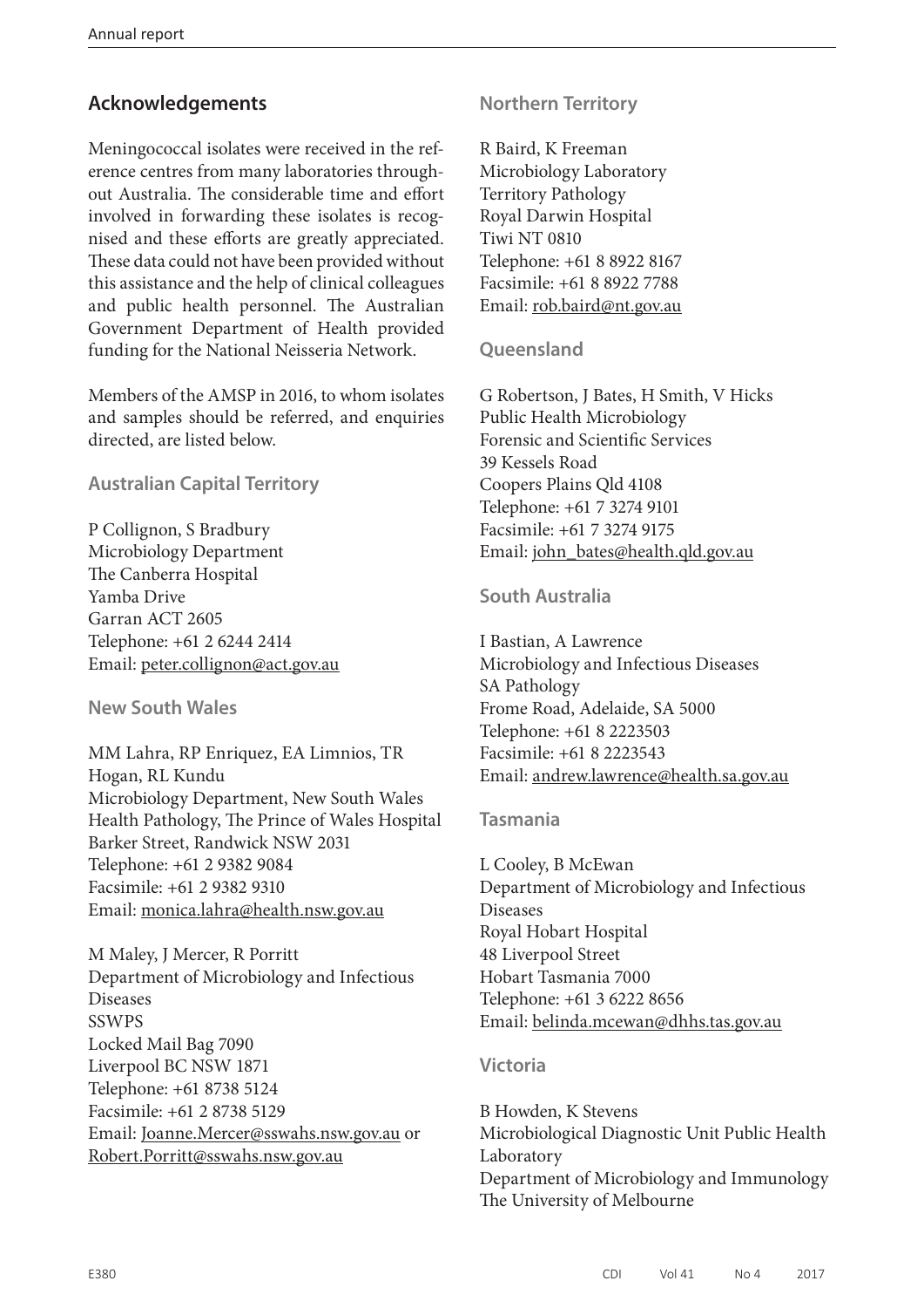## Acknowledgements

Meningococcal isolates were received in the reference centres from many laboratories throughout Australia. The considerable time and effort involved in forwarding these isolates is recognised and these efforts are greatly appreciated. These data could not have been provided without this assistance and the help of clinical colleagues and public health personnel. The Australian Government Department of Health provided funding for the National Neisseria Network.

Members of the AMSP in 2016, to whom isolates and samples should be referred, and enquiries directed, are listed below.

### Australian Capital Territory

P Collignon, S Bradbury
Microbiology Department
The Canberra Hospital
Yamba Drive
Garran ACT 2605
Telephone: +61 2 6244 2414
Email: peter.collignon@act.gov.au

### New South Wales

MM Lahra, RP Enriquez, EA Limnios, TR Hogan, RL Kundu
Microbiology Department, New South Wales Health Pathology, The Prince of Wales Hospital
Barker Street, Randwick NSW 2031
Telephone: +61 2 9382 9084
Facsimile: +61 2 9382 9310
Email: monica.lahra@health.nsw.gov.au

M Maley, J Mercer, R Porritt
Department of Microbiology and Infectious Diseases
SSWPS
Locked Mail Bag 7090
Liverpool BC NSW 1871
Telephone: +61 8738 5124
Facsimile: +61 2 8738 5129
Email: Joanne.Mercer@sswahs.nsw.gov.au or Robert.Porritt@sswahs.nsw.gov.au

### Northern Territory

R Baird, K Freeman
Microbiology Laboratory
Territory Pathology
Royal Darwin Hospital
Tiwi NT 0810
Telephone: +61 8 8922 8167
Facsimile: +61 8 8922 7788
Email: rob.baird@nt.gov.au

### Queensland

G Robertson, J Bates, H Smith, V Hicks
Public Health Microbiology
Forensic and Scientific Services
39 Kessels Road
Coopers Plains Qld 4108
Telephone: +61 7 3274 9101
Facsimile: +61 7 3274 9175
Email: john_bates@health.qld.gov.au

### South Australia

I Bastian, A Lawrence
Microbiology and Infectious Diseases
SA Pathology
Frome Road, Adelaide, SA 5000
Telephone: +61 8 2223503
Facsimile: +61 8 2223543
Email: andrew.lawrence@health.sa.gov.au

### Tasmania

L Cooley, B McEwan
Department of Microbiology and Infectious Diseases
Royal Hobart Hospital
48 Liverpool Street
Hobart Tasmania 7000
Telephone: +61 3 6222 8656
Email: belinda.mcewan@dhhs.tas.gov.au

### Victoria

B Howden, K Stevens
Microbiological Diagnostic Unit Public Health Laboratory
Department of Microbiology and Immunology
The University of Melbourne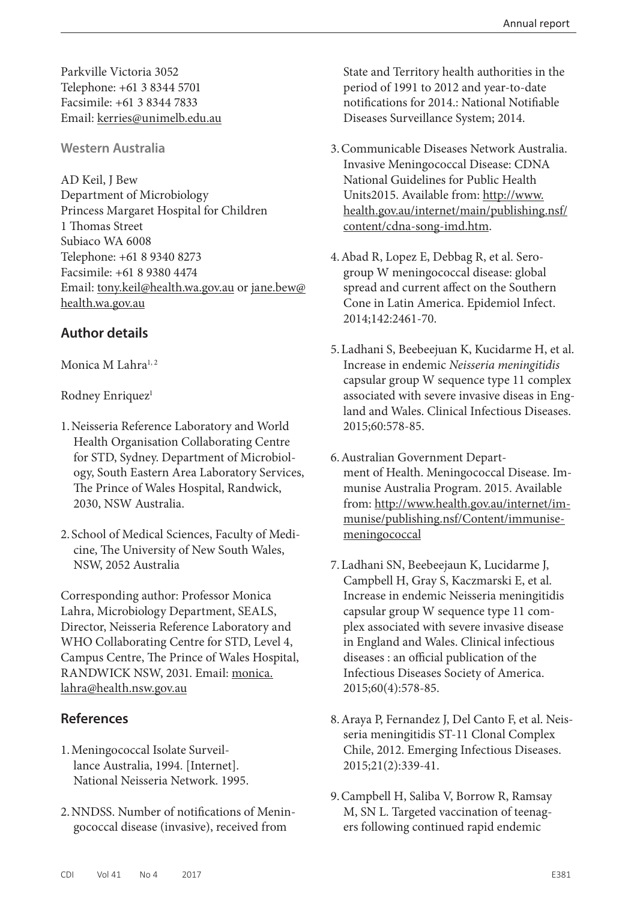Parkville Victoria 3052
Telephone: +61 3 8344 5701
Facsimile: +61 3 8344 7833
Email: kerries@unimelb.edu.au

### Western Australia

AD Keil, J Bew
Department of Microbiology
Princess Margaret Hospital for Children
1 Thomas Street
Subiaco WA 6008
Telephone: +61 8 9340 8273
Facsimile: +61 8 9380 4474
Email: tony.keil@health.wa.gov.au or jane.bew@health.wa.gov.au

## Author details

Monica M Lahra[1, 2]

Rodney Enriquez[1]

1. Neisseria Reference Laboratory and World Health Organisation Collaborating Centre for STD, Sydney. Department of Microbiology, South Eastern Area Laboratory Services, The Prince of Wales Hospital, Randwick, 2030, NSW Australia.

2. School of Medical Sciences, Faculty of Medicine, The University of New South Wales, NSW, 2052 Australia

Corresponding author: Professor Monica Lahra, Microbiology Department, SEALS, Director, Neisseria Reference Laboratory and WHO Collaborating Centre for STD, Level 4, Campus Centre, The Prince of Wales Hospital, RANDWICK NSW, 2031. Email: monica.lahra@health.nsw.gov.au

## References

1. Meningococcal Isolate Surveillance Australia, 1994. [Internet]. National Neisseria Network. 1995.

2. NNDSS. Number of notifications of Meningococcal disease (invasive), received from State and Territory health authorities in the period of 1991 to 2012 and year-to-date notifications for 2014.: National Notifiable Diseases Surveillance System; 2014.

3. Communicable Diseases Network Australia. Invasive Meningococcal Disease: CDNA National Guidelines for Public Health Units2015. Available from: http://www.health.gov.au/internet/main/publishing.nsf/content/cdna-song-imd.htm.

4. Abad R, Lopez E, Debbag R, et al. Serogroup W meningococcal disease: global spread and current affect on the Southern Cone in Latin America. Epidemiol Infect. 2014;142:2461-70.

5. Ladhani S, Beebeejuan K, Kucidarme H, et al. Increase in endemic *Neisseria meningitidis* capsular group W sequence type 11 complex associated with severe invasive diseas in England and Wales. Clinical Infectious Diseases. 2015;60:578-85.

6. Australian Government Department of Health. Meningococcal Disease. Immunise Australia Program. 2015. Available from: http://www.health.gov.au/internet/immunise/publishing.nsf/Content/immunise-meningococcal

7. Ladhani SN, Beebeejaun K, Lucidarme J, Campbell H, Gray S, Kaczmarski E, et al. Increase in endemic Neisseria meningitidis capsular group W sequence type 11 complex associated with severe invasive disease in England and Wales. Clinical infectious diseases : an official publication of the Infectious Diseases Society of America. 2015;60(4):578-85.

8. Araya P, Fernandez J, Del Canto F, et al. Neisseria meningitidis ST-11 Clonal Complex Chile, 2012. Emerging Infectious Diseases. 2015;21(2):339-41.

9. Campbell H, Saliba V, Borrow R, Ramsay M, SN L. Targeted vaccination of teenagers following continued rapid endemic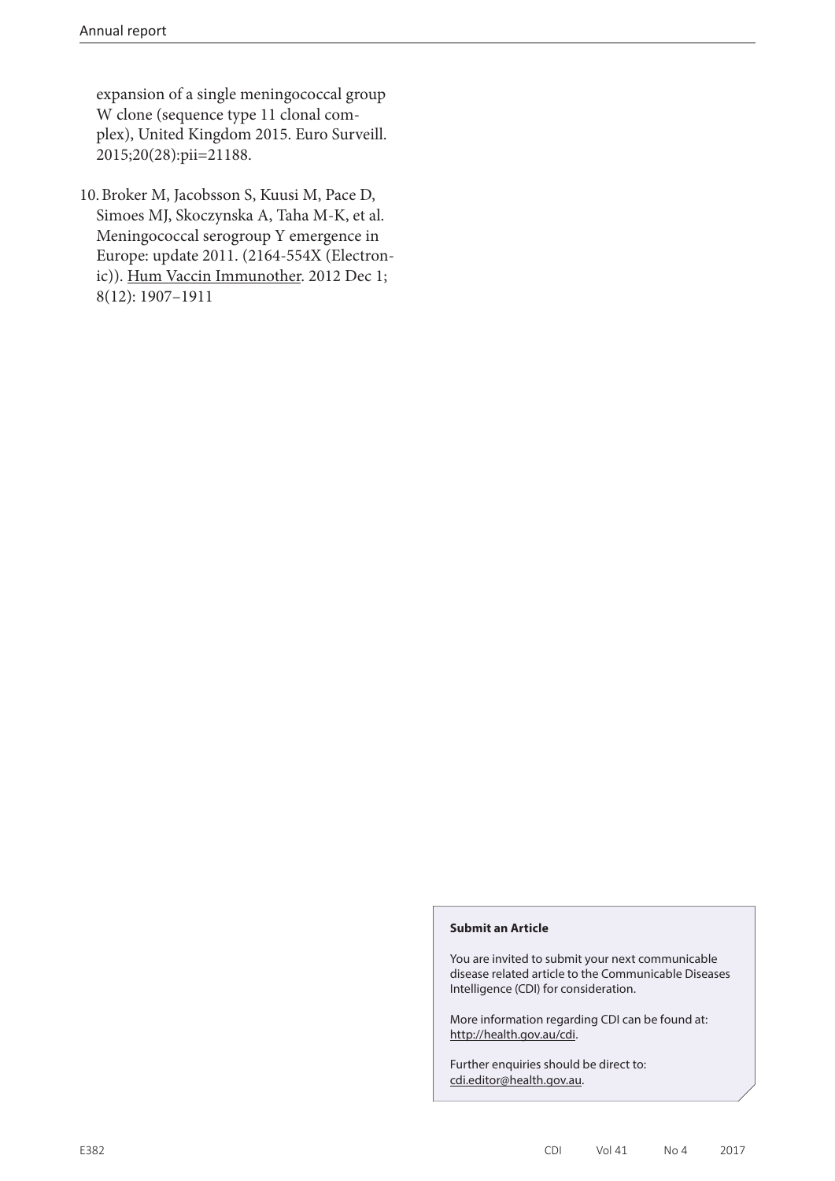expansion of a single meningococcal group W clone (sequence type 11 clonal complex), United Kingdom 2015. Euro Surveill. 2015;20(28):pii=21188.

10. Broker M, Jacobsson S, Kuusi M, Pace D, Simoes MJ, Skoczynska A, Taha M-K, et al. Meningococcal serogroup Y emergence in Europe: update 2011. (2164-554X (Electronic)). Hum Vaccin Immunother. 2012 Dec 1; 8(12): 1907–1911

**Submit an Article**

You are invited to submit your next communicable disease related article to the Communicable Diseases Intelligence (CDI) for consideration.

More information regarding CDI can be found at: http://health.gov.au/cdi.

Further enquiries should be direct to: cdi.editor@health.gov.au.